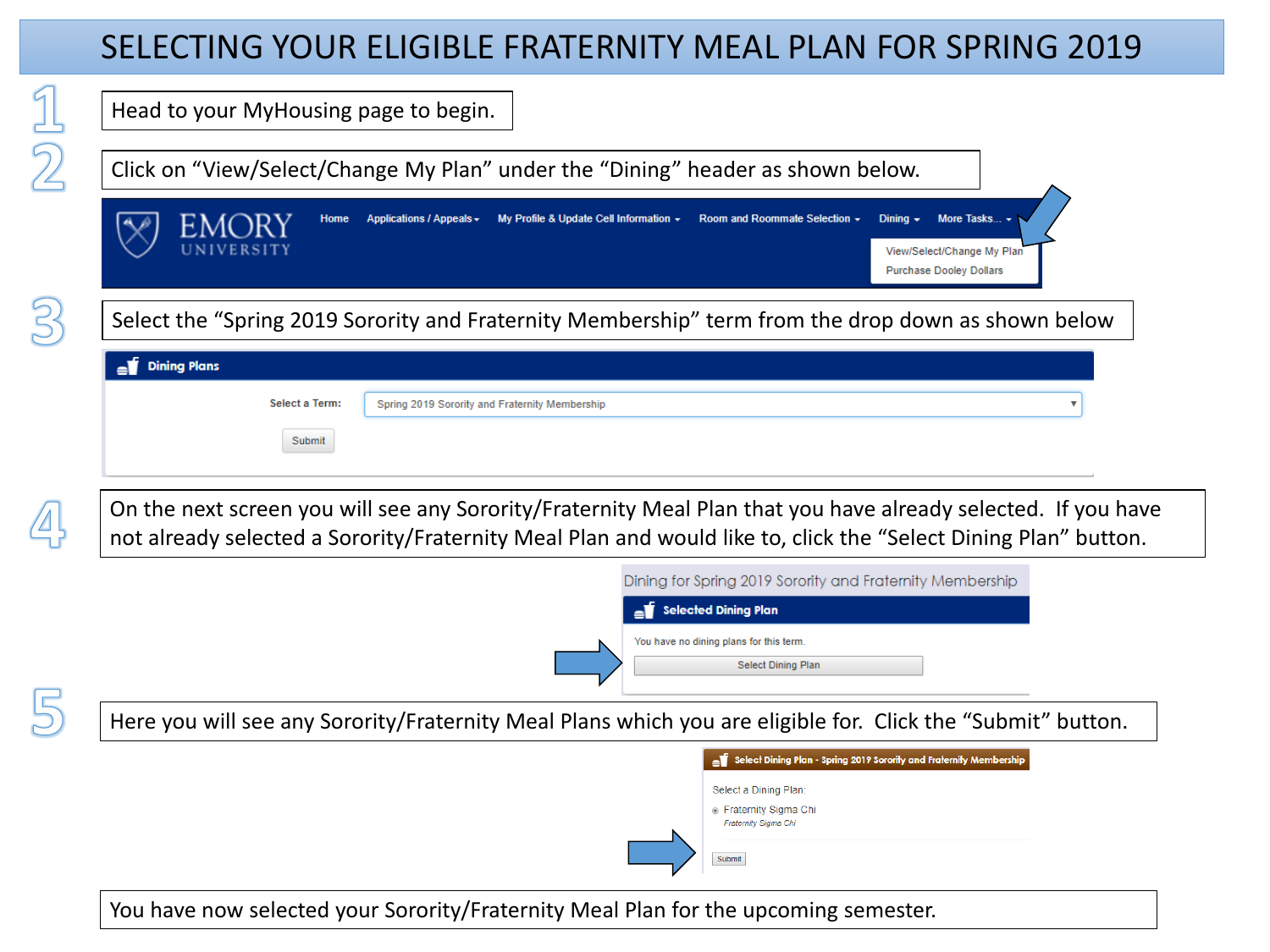# SELECTING YOUR ELIGIBLE FRATERNITY MEAL PLAN FOR SPRING 2019

1. Head to your MyHousing page to begin.

2. Click on "View/Select/Change My Plan" under the "Dining" header as shown below.

   EMORY UNIVERSITY — Home | Applications / Appeals | My Profile & Update Cell Information | Room and Roommate Selection | Dining | More Tasks...

   - View/Select/Change My Plan
   - Purchase Dooley Dollars

3. Select the "Spring 2019 Sorority and Fraternity Membership" term from the drop down as shown below

   **Dining Plans**

   Select a Term: Spring 2019 Sorority and Fraternity Membership

   Submit

4. On the next screen you will see any Sorority/Fraternity Meal Plan that you have already selected. If you have not already selected a Sorority/Fraternity Meal Plan and would like to, click the "Select Dining Plan" button.

   Dining for Spring 2019 Sorority and Fraternity Membership

   **Selected Dining Plan**

   You have no dining plans for this term.

   Select Dining Plan

5. Here you will see any Sorority/Fraternity Meal Plans which you are eligible for. Click the "Submit" button.

   **Select Dining Plan - Spring 2019 Sorority and Fraternity Membership**

   Select a Dining Plan:

   - Fraternity Sigma Chi
     *Fraternity Sigma Chi*

   Submit

You have now selected your Sorority/Fraternity Meal Plan for the upcoming semester.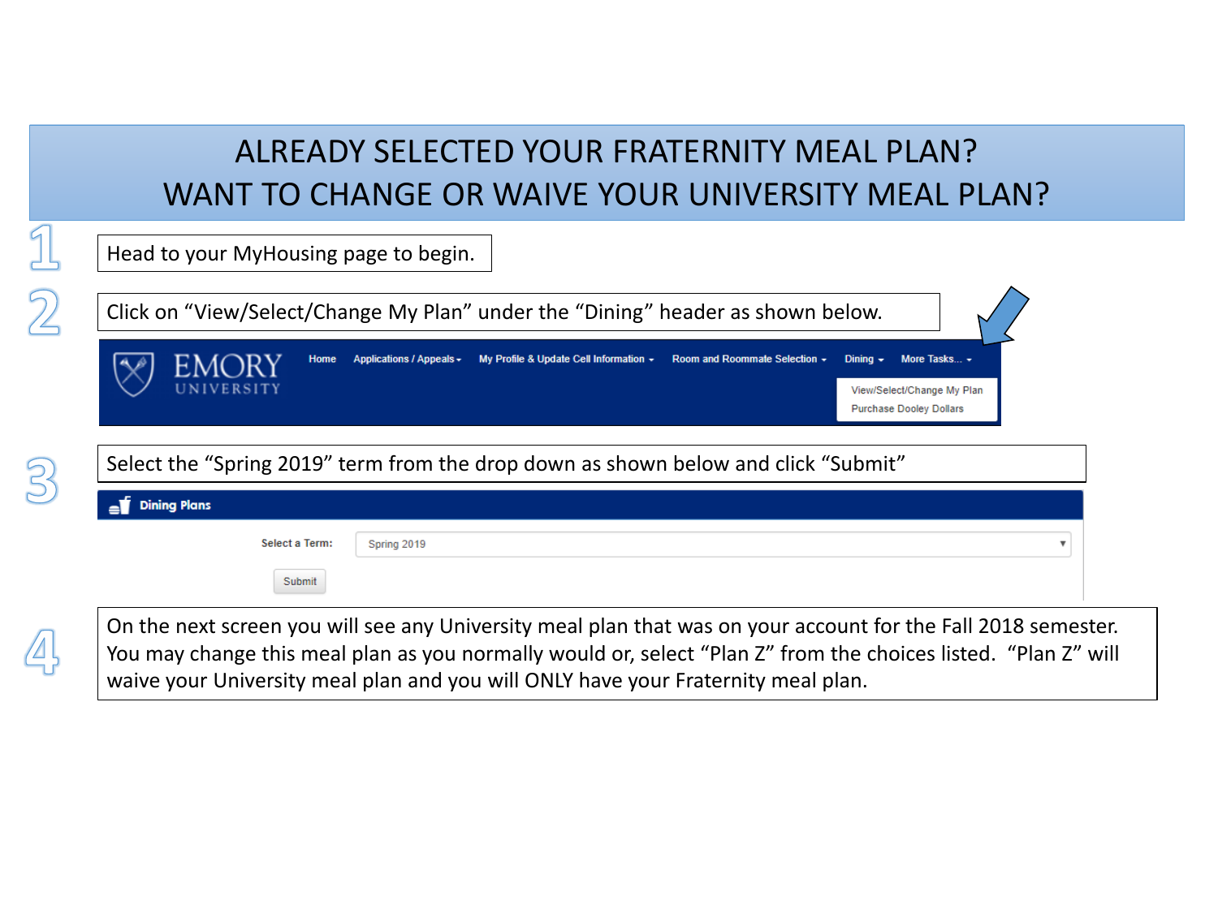# ALREADY SELECTED YOUR FRATERNITY MEAL PLAN? WANT TO CHANGE OR WAIVE YOUR UNIVERSITY MEAL PLAN?

1. Head to your MyHousing page to begin.

2. Click on “View/Select/Change My Plan” under the “Dining” header as shown below.

EMORY UNIVERSITY

Home | Applications / Appeals | My Profile & Update Cell Information | Room and Roommate Selection | Dining | More Tasks...

View/Select/Change My Plan

Purchase Dooley Dollars

3. Select the “Spring 2019” term from the drop down as shown below and click “Submit”

Dining Plans

Select a Term: Spring 2019

Submit

4. On the next screen you will see any University meal plan that was on your account for the Fall 2018 semester. You may change this meal plan as you normally would or, select “Plan Z” from the choices listed. “Plan Z” will waive your University meal plan and you will ONLY have your Fraternity meal plan.